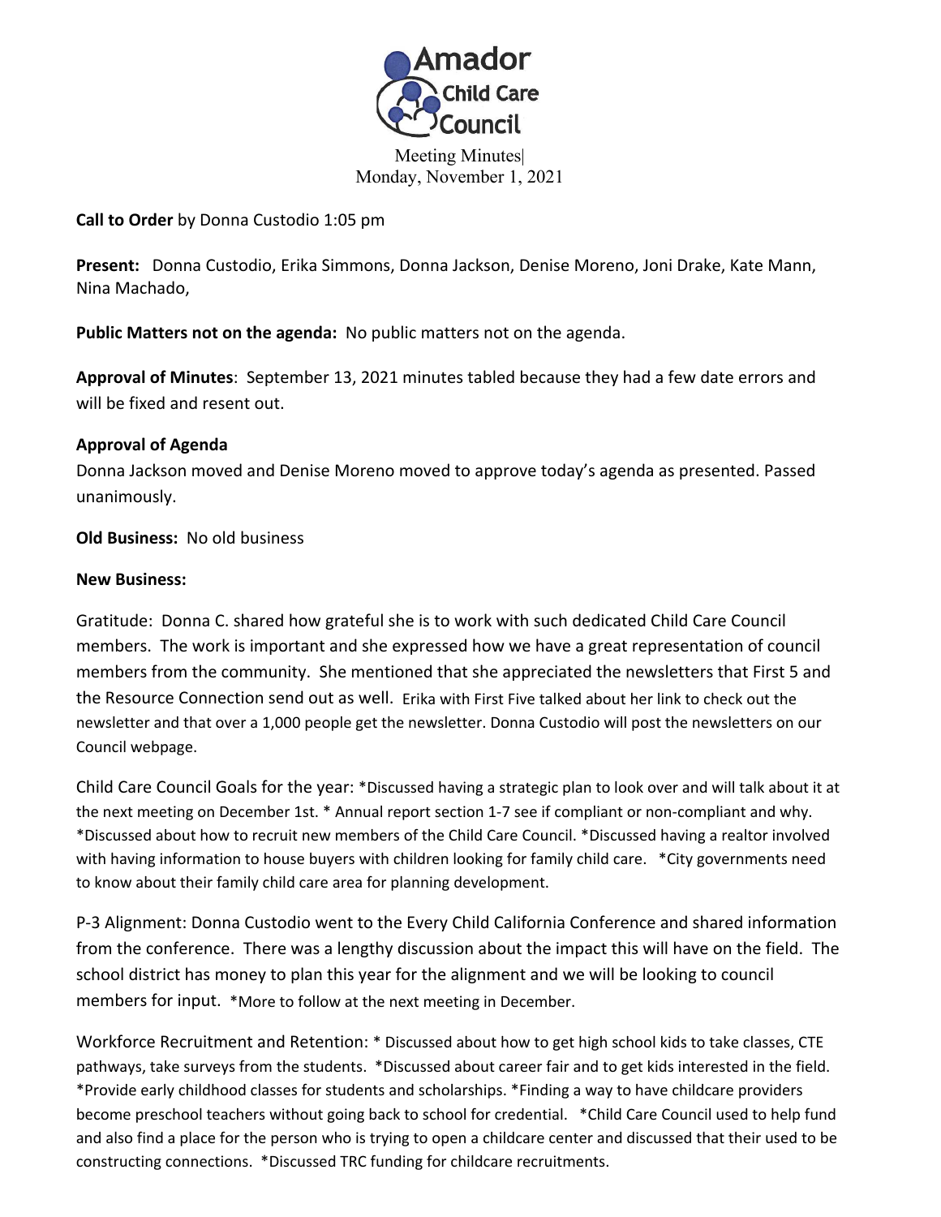# Amador Child Care Council

Meeting Minutes|
Monday, November 1, 2021

**Call to Order** by Donna Custodio 1:05 pm

**Present:** Donna Custodio, Erika Simmons, Donna Jackson, Denise Moreno, Joni Drake, Kate Mann, Nina Machado,

**Public Matters not on the agenda:** No public matters not on the agenda.

**Approval of Minutes**: September 13, 2021 minutes tabled because they had a few date errors and will be fixed and resent out.

**Approval of Agenda**

Donna Jackson moved and Denise Moreno moved to approve today's agenda as presented. Passed unanimously.

**Old Business:** No old business

**New Business:**

Gratitude: Donna C. shared how grateful she is to work with such dedicated Child Care Council members. The work is important and she expressed how we have a great representation of council members from the community. She mentioned that she appreciated the newsletters that First 5 and the Resource Connection send out as well. Erika with First Five talked about her link to check out the newsletter and that over a 1,000 people get the newsletter. Donna Custodio will post the newsletters on our Council webpage.

Child Care Council Goals for the year: *Discussed having a strategic plan to look over and will talk about it at the next meeting on December 1st. * Annual report section 1-7 see if compliant or non-compliant and why. *Discussed about how to recruit new members of the Child Care Council. *Discussed having a realtor involved with having information to house buyers with children looking for family child care. *City governments need to know about their family child care area for planning development.

P-3 Alignment: Donna Custodio went to the Every Child California Conference and shared information from the conference. There was a lengthy discussion about the impact this will have on the field. The school district has money to plan this year for the alignment and we will be looking to council members for input. *More to follow at the next meeting in December.

Workforce Recruitment and Retention: * Discussed about how to get high school kids to take classes, CTE pathways, take surveys from the students. *Discussed about career fair and to get kids interested in the field. *Provide early childhood classes for students and scholarships. *Finding a way to have childcare providers become preschool teachers without going back to school for credential. *Child Care Council used to help fund and also find a place for the person who is trying to open a childcare center and discussed that their used to be constructing connections. *Discussed TRC funding for childcare recruitments.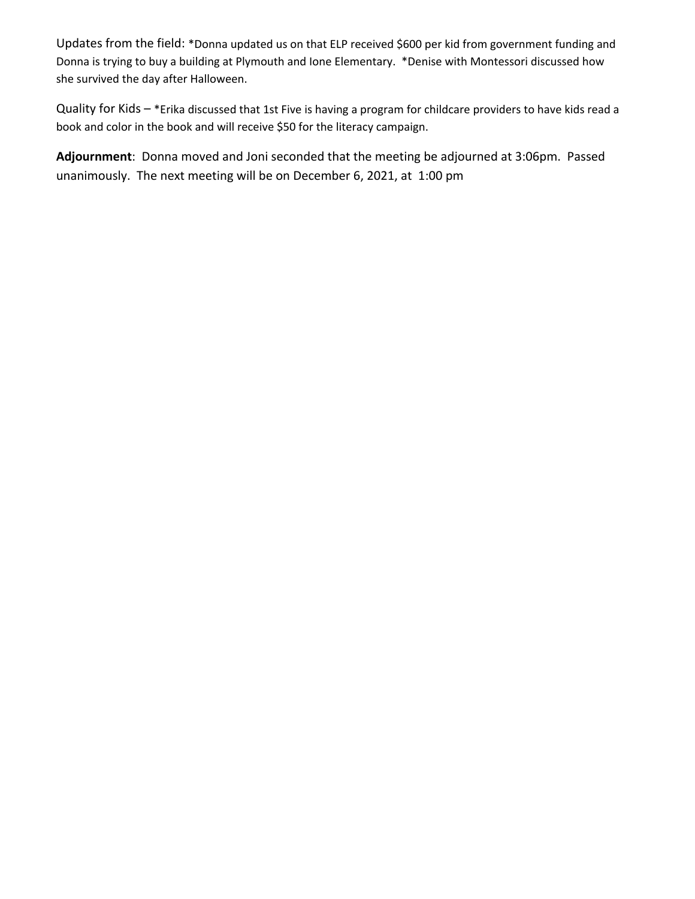Updates from the field: *Donna updated us on that ELP received $600 per kid from government funding and Donna is trying to buy a building at Plymouth and Ione Elementary. *Denise with Montessori discussed how she survived the day after Halloween.

Quality for Kids – *Erika discussed that 1st Five is having a program for childcare providers to have kids read a book and color in the book and will receive $50 for the literacy campaign.

**Adjournment**: Donna moved and Joni seconded that the meeting be adjourned at 3:06pm. Passed unanimously. The next meeting will be on December 6, 2021, at 1:00 pm